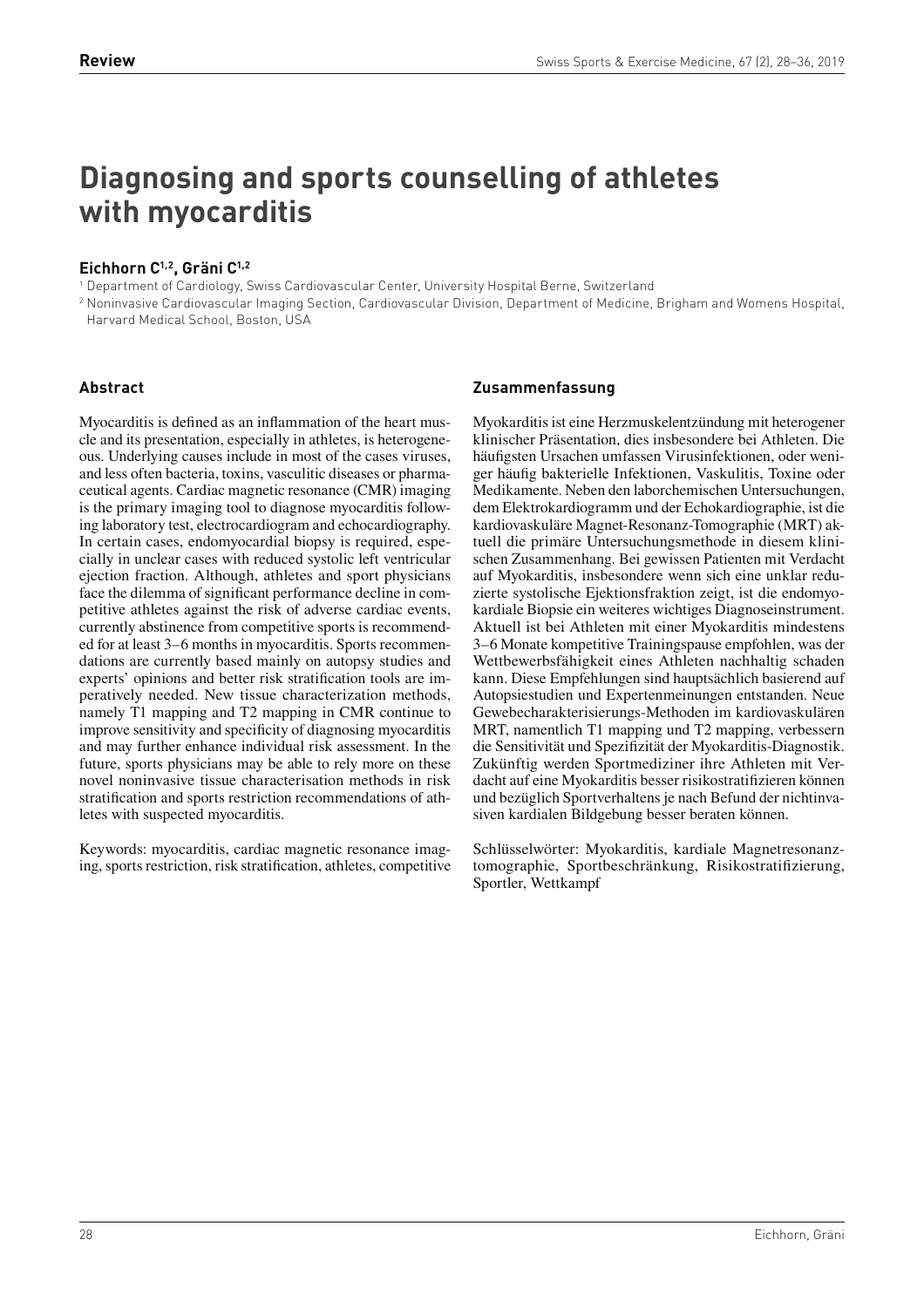**Review**

# Diagnosing and sports counselling of athletes with myocarditis

**Eichhorn C[1,2], Gräni C[1,2]**

[1] Department of Cardiology, Swiss Cardiovascular Center, University Hospital Berne, Switzerland

[2] Noninvasive Cardiovascular Imaging Section, Cardiovascular Division, Department of Medicine, Brigham and Womens Hospital, Harvard Medical School, Boston, USA

## Abstract

Myocarditis is defined as an inflammation of the heart muscle and its presentation, especially in athletes, is heterogeneous. Underlying causes include in most of the cases viruses, and less often bacteria, toxins, vasculitic diseases or pharmaceutical agents. Cardiac magnetic resonance (CMR) imaging is the primary imaging tool to diagnose myocarditis following laboratory test, electrocardiogram and echocardiography. In certain cases, endomyocardial biopsy is required, especially in unclear cases with reduced systolic left ventricular ejection fraction. Although, athletes and sport physicians face the dilemma of significant performance decline in competitive athletes against the risk of adverse cardiac events, currently abstinence from competitive sports is recommended for at least 3–6 months in myocarditis. Sports recommendations are currently based mainly on autopsy studies and experts' opinions and better risk stratification tools are imperatively needed. New tissue characterization methods, namely T1 mapping and T2 mapping in CMR continue to improve sensitivity and specificity of diagnosing myocarditis and may further enhance individual risk assessment. In the future, sports physicians may be able to rely more on these novel noninvasive tissue characterisation methods in risk stratification and sports restriction recommendations of athletes with suspected myocarditis.

Keywords: myocarditis, cardiac magnetic resonance imaging, sports restriction, risk stratification, athletes, competitive

## Zusammenfassung

Myokarditis ist eine Herzmuskelentzündung mit heterogener klinischer Präsentation, dies insbesondere bei Athleten. Die häufigsten Ursachen umfassen Virusinfektionen, oder weniger häufig bakterielle Infektionen, Vaskulitis, Toxine oder Medikamente. Neben den laborchemischen Untersuchungen, dem Elektrokardiogramm und der Echokardiographie, ist die kardiovaskuläre Magnet-Resonanz-Tomographie (MRT) aktuell die primäre Untersuchungsmethode in diesem klinischen Zusammenhang. Bei gewissen Patienten mit Verdacht auf Myokarditis, insbesondere wenn sich eine unklar reduzierte systolische Ejektionsfraktion zeigt, ist die endomyokardiale Biopsie ein weiteres wichtiges Diagnoseinstrument. Aktuell ist bei Athleten mit einer Myokarditis mindestens 3–6 Monate kompetitive Trainingspause empfohlen, was der Wettbewerbsfähigkeit eines Athleten nachhaltig schaden kann. Diese Empfehlungen sind hauptsächlich basierend auf Autopsiestudien und Expertenmeinungen entstanden. Neue Gewebecharakterisierungs-Methoden im kardiovaskulären MRT, namentlich T1 mapping und T2 mapping, verbessern die Sensitivität und Spezifizität der Myokarditis-Diagnostik. Zukünftig werden Sportmediziner ihre Athleten mit Verdacht auf eine Myokarditis besser risikostratifizieren können und bezüglich Sportverhaltens je nach Befund der nichtinvasiven kardialen Bildgebung besser beraten können.

Schlüsselwörter: Myokarditis, kardiale Magnetresonanztomographie, Sportbeschränkung, Risikostratifizierung, Sportler, Wettkampf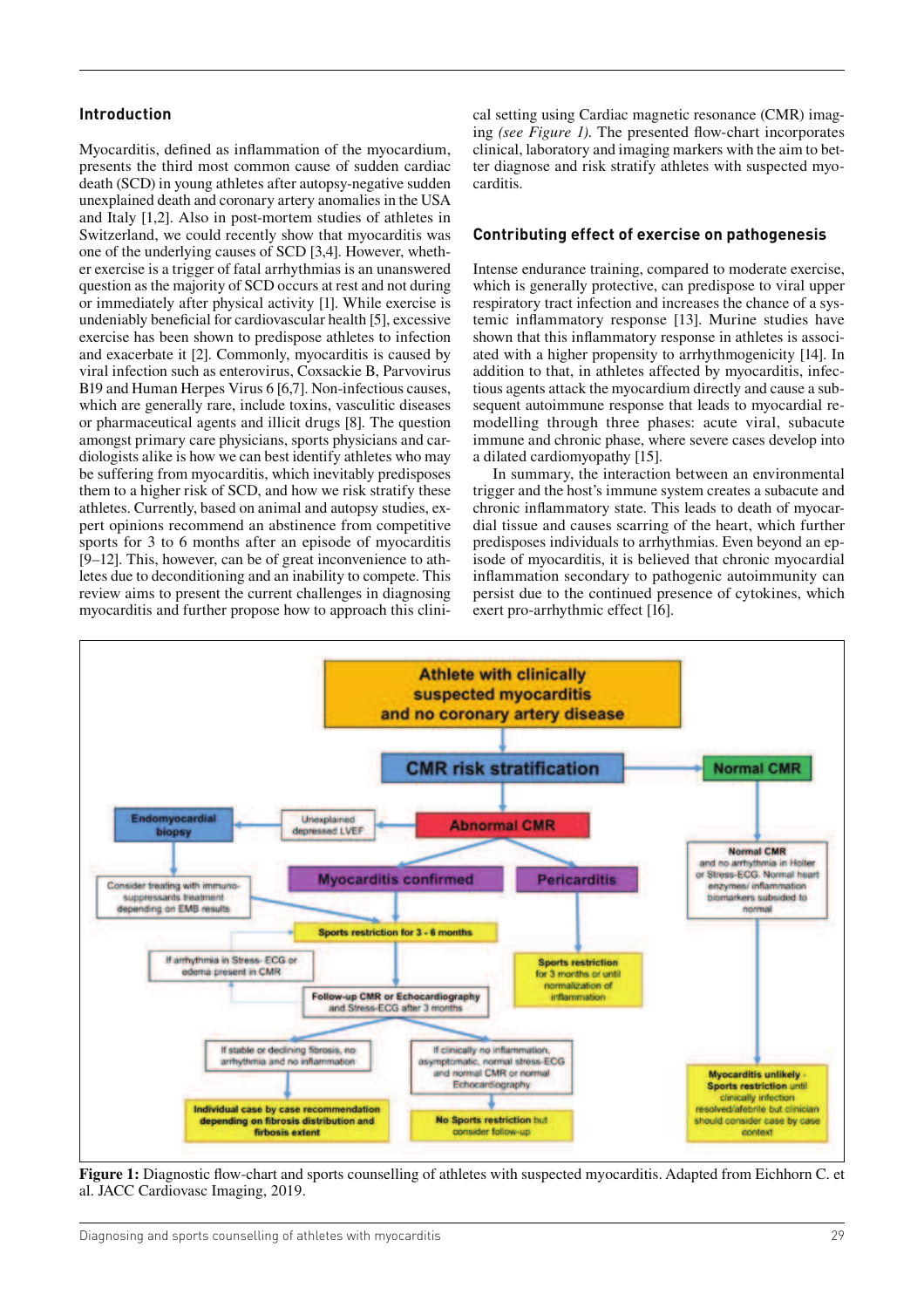## Introduction

Myocarditis, defined as inflammation of the myocardium, presents the third most common cause of sudden cardiac death (SCD) in young athletes after autopsy-negative sudden unexplained death and coronary artery anomalies in the USA and Italy [1,2]. Also in post-mortem studies of athletes in Switzerland, we could recently show that myocarditis was one of the underlying causes of SCD [3,4]. However, whether exercise is a trigger of fatal arrhythmias is an unanswered question as the majority of SCD occurs at rest and not during or immediately after physical activity [1]. While exercise is undeniably beneficial for cardiovascular health [5], excessive exercise has been shown to predispose athletes to infection and exacerbate it [2]. Commonly, myocarditis is caused by viral infection such as enterovirus, Coxsackie B, Parvovirus B19 and Human Herpes Virus 6 [6,7]. Non-infectious causes, which are generally rare, include toxins, vasculitic diseases or pharmaceutical agents and illicit drugs [8]. The question amongst primary care physicians, sports physicians and cardiologists alike is how we can best identify athletes who may be suffering from myocarditis, which inevitably predisposes them to a higher risk of SCD, and how we risk stratify these athletes. Currently, based on animal and autopsy studies, expert opinions recommend an abstinence from competitive sports for 3 to 6 months after an episode of myocarditis [9–12]. This, however, can be of great inconvenience to athletes due to deconditioning and an inability to compete. This review aims to present the current challenges in diagnosing myocarditis and further propose how to approach this clinical setting using Cardiac magnetic resonance (CMR) imaging *(see Figure 1)*. The presented flow-chart incorporates clinical, laboratory and imaging markers with the aim to better diagnose and risk stratify athletes with suspected myocarditis.

## Contributing effect of exercise on pathogenesis

Intense endurance training, compared to moderate exercise, which is generally protective, can predispose to viral upper respiratory tract infection and increases the chance of a systemic inflammatory response [13]. Murine studies have shown that this inflammatory response in athletes is associated with a higher propensity to arrhythmogenicity [14]. In addition to that, in athletes affected by myocarditis, infectious agents attack the myocardium directly and cause a subsequent autoimmune response that leads to myocardial remodelling through three phases: acute viral, subacute immune and chronic phase, where severe cases develop into a dilated cardiomyopathy [15].

In summary, the interaction between an environmental trigger and the host's immune system creates a subacute and chronic inflammatory state. This leads to death of myocardial tissue and causes scarring of the heart, which further predisposes individuals to arrhythmias. Even beyond an episode of myocarditis, it is believed that chronic myocardial inflammation secondary to pathogenic autoimmunity can persist due to the continued presence of cytokines, which exert pro-arrhythmic effect [16].

**Figure 1:** Diagnostic flow-chart and sports counselling of athletes with suspected myocarditis. Adapted from Eichhorn C. et al. JACC Cardiovasc Imaging, 2019.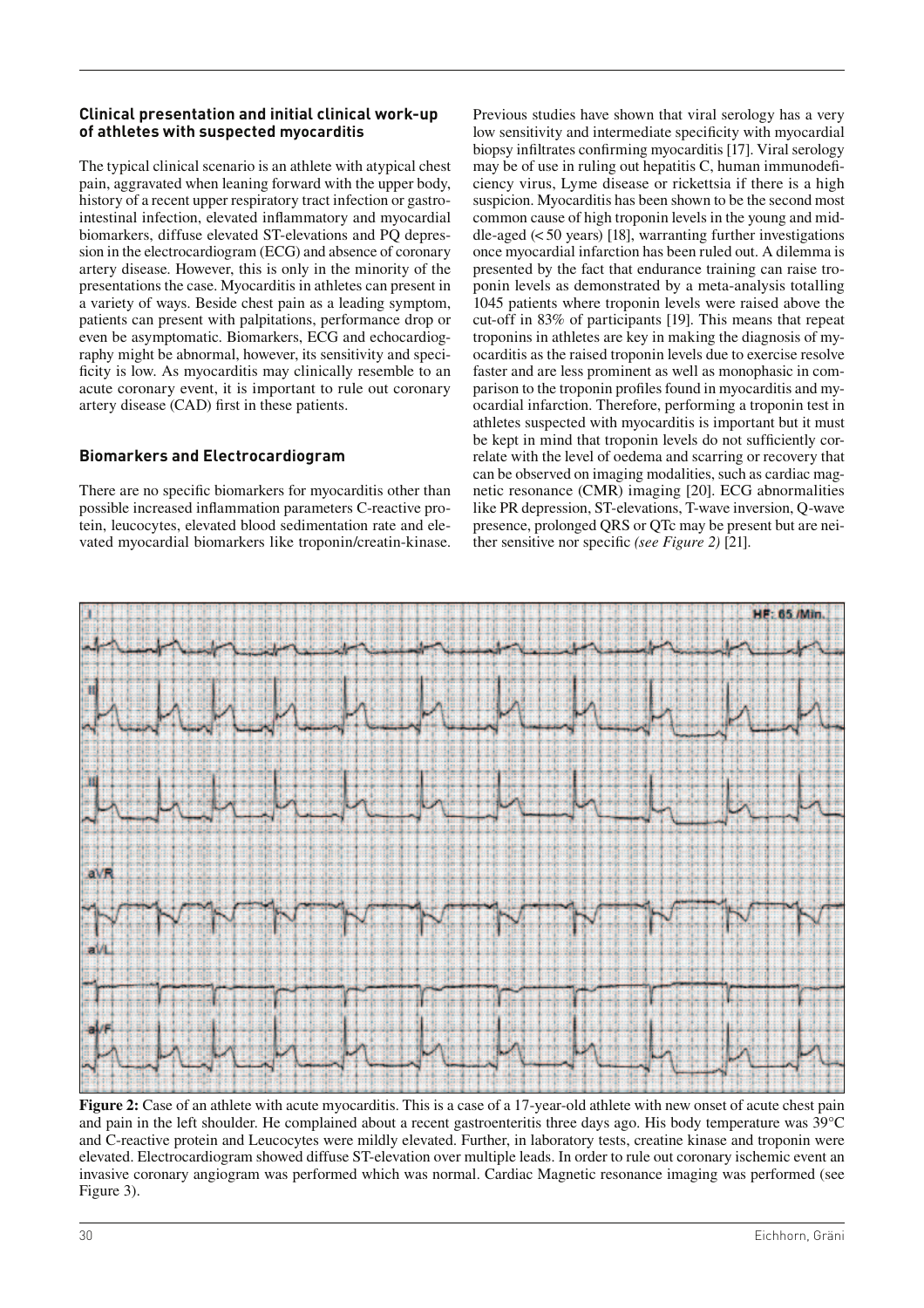### Clinical presentation and initial clinical work-up of athletes with suspected myocarditis

The typical clinical scenario is an athlete with atypical chest pain, aggravated when leaning forward with the upper body, history of a recent upper respiratory tract infection or gastrointestinal infection, elevated inflammatory and myocardial biomarkers, diffuse elevated ST-elevations and PQ depression in the electrocardiogram (ECG) and absence of coronary artery disease. However, this is only in the minority of the presentations the case. Myocarditis in athletes can present in a variety of ways. Beside chest pain as a leading symptom, patients can present with palpitations, performance drop or even be asymptomatic. Biomarkers, ECG and echocardiography might be abnormal, however, its sensitivity and specificity is low. As myocarditis may clinically resemble to an acute coronary event, it is important to rule out coronary artery disease (CAD) first in these patients.

### Biomarkers and Electrocardiogram

There are no specific biomarkers for myocarditis other than possible increased inflammation parameters C-reactive protein, leucocytes, elevated blood sedimentation rate and elevated myocardial biomarkers like troponin/creatin-kinase. Previous studies have shown that viral serology has a very low sensitivity and intermediate specificity with myocardial biopsy infiltrates confirming myocarditis [17]. Viral serology may be of use in ruling out hepatitis C, human immunodeficiency virus, Lyme disease or rickettsia if there is a high suspicion. Myocarditis has been shown to be the second most common cause of high troponin levels in the young and middle-aged (< 50 years) [18], warranting further investigations once myocardial infarction has been ruled out. A dilemma is presented by the fact that endurance training can raise troponin levels as demonstrated by a meta-analysis totalling 1045 patients where troponin levels were raised above the cut-off in 83% of participants [19]. This means that repeat troponins in athletes are key in making the diagnosis of myocarditis as the raised troponin levels due to exercise resolve faster and are less prominent as well as monophasic in comparison to the troponin profiles found in myocarditis and myocardial infarction. Therefore, performing a troponin test in athletes suspected with myocarditis is important but it must be kept in mind that troponin levels do not sufficiently correlate with the level of oedema and scarring or recovery that can be observed on imaging modalities, such as cardiac magnetic resonance (CMR) imaging [20]. ECG abnormalities like PR depression, ST-elevations, T-wave inversion, Q-wave presence, prolonged QRS or QTc may be present but are neither sensitive nor specific *(see Figure 2)* [21].

**Figure 2:** Case of an athlete with acute myocarditis. This is a case of a 17-year-old athlete with new onset of acute chest pain and pain in the left shoulder. He complained about a recent gastroenteritis three days ago. His body temperature was 39°C and C-reactive protein and Leucocytes were mildly elevated. Further, in laboratory tests, creatine kinase and troponin were elevated. Electrocardiogram showed diffuse ST-elevation over multiple leads. In order to rule out coronary ischemic event an invasive coronary angiogram was performed which was normal. Cardiac Magnetic resonance imaging was performed (see Figure 3).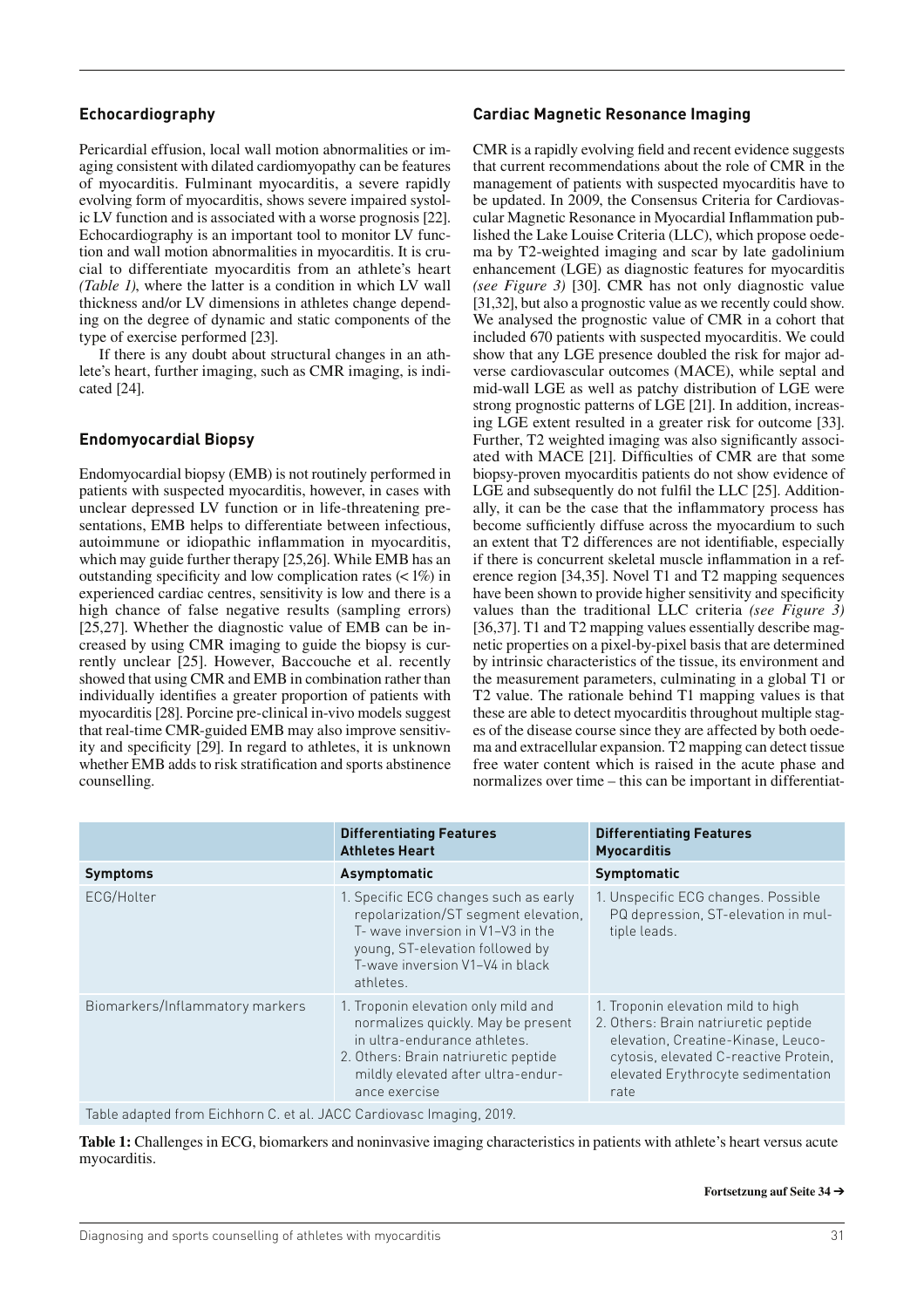## Echocardiography

Pericardial effusion, local wall motion abnormalities or imaging consistent with dilated cardiomyopathy can be features of myocarditis. Fulminant myocarditis, a severe rapidly evolving form of myocarditis, shows severe impaired systolic LV function and is associated with a worse prognosis [22]. Echocardiography is an important tool to monitor LV function and wall motion abnormalities in myocarditis. It is crucial to differentiate myocarditis from an athlete's heart *(Table 1)*, where the latter is a condition in which LV wall thickness and/or LV dimensions in athletes change depending on the degree of dynamic and static components of the type of exercise performed [23].

If there is any doubt about structural changes in an athlete's heart, further imaging, such as CMR imaging, is indicated [24].

## Endomyocardial Biopsy

Endomyocardial biopsy (EMB) is not routinely performed in patients with suspected myocarditis, however, in cases with unclear depressed LV function or in life-threatening presentations, EMB helps to differentiate between infectious, autoimmune or idiopathic inflammation in myocarditis, which may guide further therapy [25,26]. While EMB has an outstanding specificity and low complication rates (< 1%) in experienced cardiac centres, sensitivity is low and there is a high chance of false negative results (sampling errors) [25,27]. Whether the diagnostic value of EMB can be increased by using CMR imaging to guide the biopsy is currently unclear [25]. However, Baccouche et al. recently showed that using CMR and EMB in combination rather than individually identifies a greater proportion of patients with myocarditis [28]. Porcine pre-clinical in-vivo models suggest that real-time CMR-guided EMB may also improve sensitivity and specificity [29]. In regard to athletes, it is unknown whether EMB adds to risk stratification and sports abstinence counselling.

## Cardiac Magnetic Resonance Imaging

CMR is a rapidly evolving field and recent evidence suggests that current recommendations about the role of CMR in the management of patients with suspected myocarditis have to be updated. In 2009, the Consensus Criteria for Cardiovascular Magnetic Resonance in Myocardial Inflammation published the Lake Louise Criteria (LLC), which propose oedema by T2-weighted imaging and scar by late gadolinium enhancement (LGE) as diagnostic features for myocarditis *(see Figure 3)* [30]. CMR has not only diagnostic value [31,32], but also a prognostic value as we recently could show. We analysed the prognostic value of CMR in a cohort that included 670 patients with suspected myocarditis. We could show that any LGE presence doubled the risk for major adverse cardiovascular outcomes (MACE), while septal and mid-wall LGE as well as patchy distribution of LGE were strong prognostic patterns of LGE [21]. In addition, increasing LGE extent resulted in a greater risk for outcome [33]. Further, T2 weighted imaging was also significantly associated with MACE [21]. Difficulties of CMR are that some biopsy-proven myocarditis patients do not show evidence of LGE and subsequently do not fulfil the LLC [25]. Additionally, it can be the case that the inflammatory process has become sufficiently diffuse across the myocardium to such an extent that T2 differences are not identifiable, especially if there is concurrent skeletal muscle inflammation in a reference region [34,35]. Novel T1 and T2 mapping sequences have been shown to provide higher sensitivity and specificity values than the traditional LLC criteria *(see Figure 3)* [36,37]. T1 and T2 mapping values essentially describe magnetic properties on a pixel-by-pixel basis that are determined by intrinsic characteristics of the tissue, its environment and the measurement parameters, culminating in a global T1 or T2 value. The rationale behind T1 mapping values is that these are able to detect myocarditis throughout multiple stages of the disease course since they are affected by both oedema and extracellular expansion. T2 mapping can detect tissue free water content which is raised in the acute phase and normalizes over time – this can be important in differentiat-

| | Differentiating Features Athletes Heart | Differentiating Features Myocarditis |
|---|---|---|
| **Symptoms** | **Asymptomatic** | **Symptomatic** |
| ECG/Holter | 1. Specific ECG changes such as early repolarization/ST segment elevation, T- wave inversion in V1–V3 in the young, ST-elevation followed by T-wave inversion V1–V4 in black athletes. | 1. Unspecific ECG changes. Possible PQ depression, ST-elevation in multiple leads. |
| Biomarkers/Inflammatory markers | 1. Troponin elevation only mild and normalizes quickly. May be present in ultra-endurance athletes.<br>2. Others: Brain natriuretic peptide mildly elevated after ultra-endurance exercise | 1. Troponin elevation mild to high<br>2. Others: Brain natriuretic peptide elevation, Creatine-Kinase, Leucocytosis, elevated C-reactive Protein, elevated Erythrocyte sedimentation rate |

Table adapted from Eichhorn C. et al. JACC Cardiovasc Imaging, 2019.

**Table 1:** Challenges in ECG, biomarkers and noninvasive imaging characteristics in patients with athlete's heart versus acute myocarditis.

**Fortsetzung auf Seite 34 →**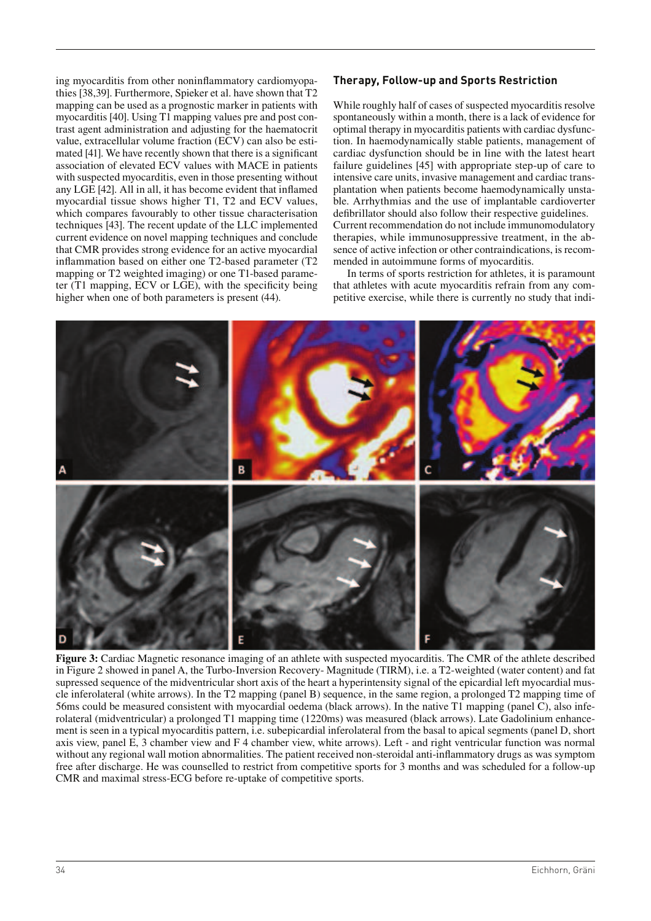ing myocarditis from other noninflammatory cardiomyopathies [38,39]. Furthermore, Spieker et al. have shown that T2 mapping can be used as a prognostic marker in patients with myocarditis [40]. Using T1 mapping values pre and post contrast agent administration and adjusting for the haematocrit value, extracellular volume fraction (ECV) can also be estimated [41]. We have recently shown that there is a significant association of elevated ECV values with MACE in patients with suspected myocarditis, even in those presenting without any LGE [42]. All in all, it has become evident that inflamed myocardial tissue shows higher T1, T2 and ECV values, which compares favourably to other tissue characterisation techniques [43]. The recent update of the LLC implemented current evidence on novel mapping techniques and conclude that CMR provides strong evidence for an active myocardial inflammation based on either one T2-based parameter (T2 mapping or T2 weighted imaging) or one T1-based parameter (T1 mapping, ECV or LGE), with the specificity being higher when one of both parameters is present (44).

## Therapy, Follow-up and Sports Restriction

While roughly half of cases of suspected myocarditis resolve spontaneously within a month, there is a lack of evidence for optimal therapy in myocarditis patients with cardiac dysfunction. In haemodynamically stable patients, management of cardiac dysfunction should be in line with the latest heart failure guidelines [45] with appropriate step-up of care to intensive care units, invasive management and cardiac transplantation when patients become haemodynamically unstable. Arrhythmias and the use of implantable cardioverter defibrillator should also follow their respective guidelines. Current recommendation do not include immunomodulatory therapies, while immunosuppressive treatment, in the absence of active infection or other contraindications, is recommended in autoimmune forms of myocarditis.

In terms of sports restriction for athletes, it is paramount that athletes with acute myocarditis refrain from any competitive exercise, while there is currently no study that indi-

**Figure 3:** Cardiac Magnetic resonance imaging of an athlete with suspected myocarditis. The CMR of the athlete described in Figure 2 showed in panel A, the Turbo-Inversion Recovery- Magnitude (TIRM), i.e. a T2-weighted (water content) and fat supressed sequence of the midventricular short axis of the heart a hyperintensity signal of the epicardial left myocardial muscle inferolateral (white arrows). In the T2 mapping (panel B) sequence, in the same region, a prolonged T2 mapping time of 56ms could be measured consistent with myocardial oedema (black arrows). In the native T1 mapping (panel C), also inferolateral (midventricular) a prolonged T1 mapping time (1220ms) was measured (black arrows). Late Gadolinium enhancement is seen in a typical myocarditis pattern, i.e. subepicardial inferolateral from the basal to apical segments (panel D, short axis view, panel E, 3 chamber view and F 4 chamber view, white arrows). Left - and right ventricular function was normal without any regional wall motion abnormalities. The patient received non-steroidal anti-inflammatory drugs as was symptom free after discharge. He was counselled to restrict from competitive sports for 3 months and was scheduled for a follow-up CMR and maximal stress-ECG before re-uptake of competitive sports.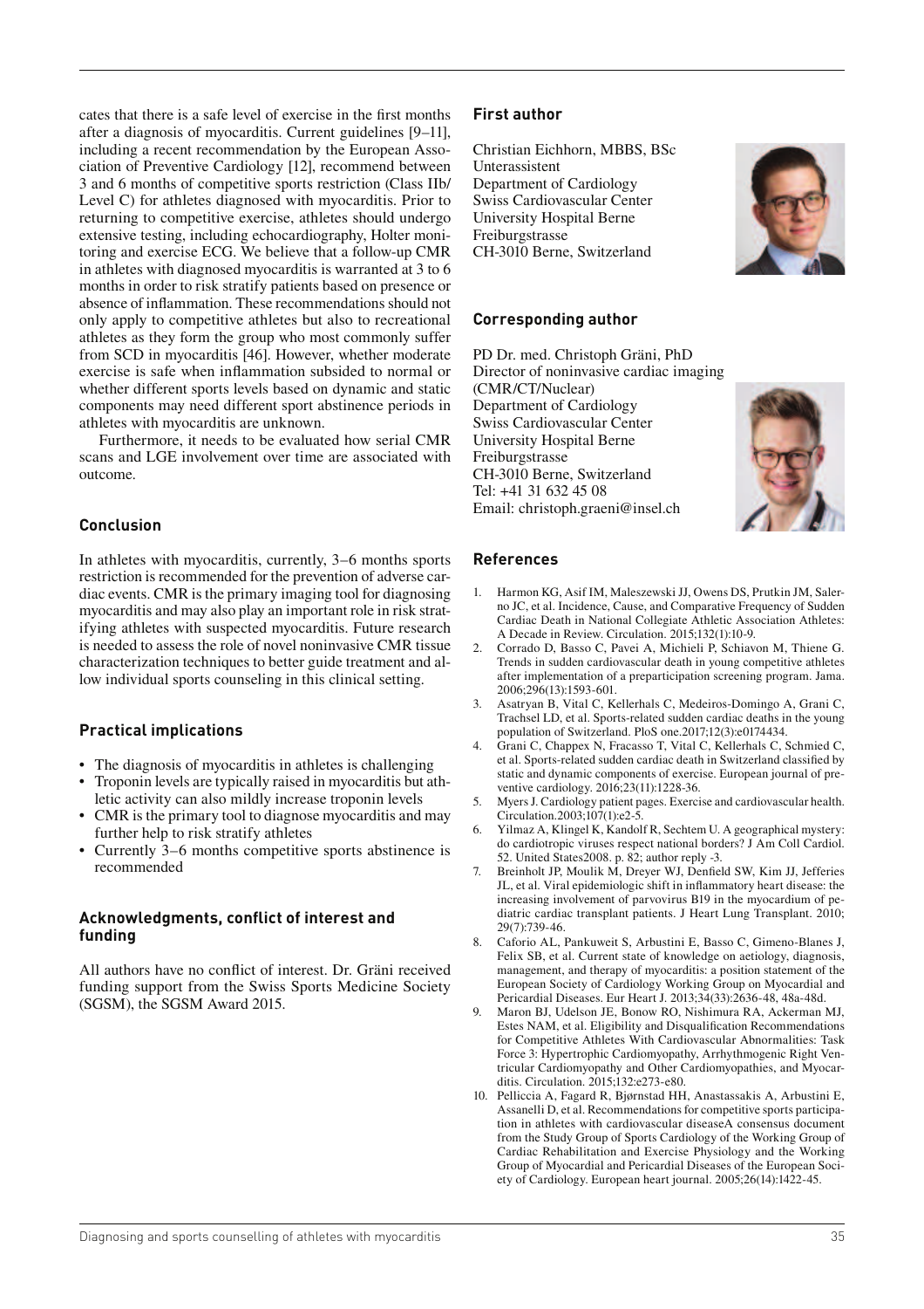cates that there is a safe level of exercise in the first months after a diagnosis of myocarditis. Current guidelines [9–11], including a recent recommendation by the European Association of Preventive Cardiology [12], recommend between 3 and 6 months of competitive sports restriction (Class IIb/ Level C) for athletes diagnosed with myocarditis. Prior to returning to competitive exercise, athletes should undergo extensive testing, including echocardiography, Holter monitoring and exercise ECG. We believe that a follow-up CMR in athletes with diagnosed myocarditis is warranted at 3 to 6 months in order to risk stratify patients based on presence or absence of inflammation. These recommendations should not only apply to competitive athletes but also to recreational athletes as they form the group who most commonly suffer from SCD in myocarditis [46]. However, whether moderate exercise is safe when inflammation subsided to normal or whether different sports levels based on dynamic and static components may need different sport abstinence periods in athletes with myocarditis are unknown.

Furthermore, it needs to be evaluated how serial CMR scans and LGE involvement over time are associated with outcome.

## Conclusion

In athletes with myocarditis, currently, 3–6 months sports restriction is recommended for the prevention of adverse cardiac events. CMR is the primary imaging tool for diagnosing myocarditis and may also play an important role in risk stratifying athletes with suspected myocarditis. Future research is needed to assess the role of novel noninvasive CMR tissue characterization techniques to better guide treatment and allow individual sports counseling in this clinical setting.

## Practical implications

- The diagnosis of myocarditis in athletes is challenging
- Troponin levels are typically raised in myocarditis but athletic activity can also mildly increase troponin levels
- CMR is the primary tool to diagnose myocarditis and may further help to risk stratify athletes
- Currently 3–6 months competitive sports abstinence is recommended

## Acknowledgments, conflict of interest and funding

All authors have no conflict of interest. Dr. Gräni received funding support from the Swiss Sports Medicine Society (SGSM), the SGSM Award 2015.

## First author

Christian Eichhorn, MBBS, BSc
Unterassistent
Department of Cardiology
Swiss Cardiovascular Center
University Hospital Berne
Freiburgstrasse
CH-3010 Berne, Switzerland

## Corresponding author

PD Dr. med. Christoph Gräni, PhD
Director of noninvasive cardiac imaging (CMR/CT/Nuclear)
Department of Cardiology
Swiss Cardiovascular Center
University Hospital Berne
Freiburgstrasse
CH-3010 Berne, Switzerland
Tel: +41 31 632 45 08
Email: christoph.graeni@insel.ch

## References

1. Harmon KG, Asif IM, Maleszewski JJ, Owens DS, Prutkin JM, Salerno JC, et al. Incidence, Cause, and Comparative Frequency of Sudden Cardiac Death in National Collegiate Athletic Association Athletes: A Decade in Review. Circulation. 2015;132(1):10-9.
2. Corrado D, Basso C, Pavei A, Michieli P, Schiavon M, Thiene G. Trends in sudden cardiovascular death in young competitive athletes after implementation of a preparticipation screening program. Jama. 2006;296(13):1593-601.
3. Asatryan B, Vital C, Kellerhals C, Medeiros-Domingo A, Grani C, Trachsel LD, et al. Sports-related sudden cardiac deaths in the young population of Switzerland. PloS one.2017;12(3):e0174434.
4. Grani C, Chappex N, Fracasso T, Vital C, Kellerhals C, Schmied C, et al. Sports-related sudden cardiac death in Switzerland classified by static and dynamic components of exercise. European journal of preventive cardiology. 2016;23(11):1228-36.
5. Myers J. Cardiology patient pages. Exercise and cardiovascular health. Circulation.2003;107(1):e2-5.
6. Yilmaz A, Klingel K, Kandolf R, Sechtem U. A geographical mystery: do cardiotropic viruses respect national borders? J Am Coll Cardiol. 52. United States2008. p. 82; author reply -3.
7. Breinholt JP, Moulik M, Dreyer WJ, Denfield SW, Kim JJ, Jefferies JL, et al. Viral epidemiologic shift in inflammatory heart disease: the increasing involvement of parvovirus B19 in the myocardium of pediatric cardiac transplant patients. J Heart Lung Transplant. 2010; 29(7):739-46.
8. Caforio AL, Pankuweit S, Arbustini E, Basso C, Gimeno-Blanes J, Felix SB, et al. Current state of knowledge on aetiology, diagnosis, management, and therapy of myocarditis: a position statement of the European Society of Cardiology Working Group on Myocardial and Pericardial Diseases. Eur Heart J. 2013;34(33):2636-48, 48a-48d.
9. Maron BJ, Udelson JE, Bonow RO, Nishimura RA, Ackerman MJ, Estes NAM, et al. Eligibility and Disqualification Recommendations for Competitive Athletes With Cardiovascular Abnormalities: Task Force 3: Hypertrophic Cardiomyopathy, Arrhythmogenic Right Ventricular Cardiomyopathy and Other Cardiomyopathies, and Myocarditis. Circulation. 2015;132:e273-e80.
10. Pelliccia A, Fagard R, Bjørnstad HH, Anastassakis A, Arbustini E, Assanelli D, et al. Recommendations for competitive sports participation in athletes with cardiovascular diseaseA consensus document from the Study Group of Sports Cardiology of the Working Group of Cardiac Rehabilitation and Exercise Physiology and the Working Group of Myocardial and Pericardial Diseases of the European Society of Cardiology. European heart journal. 2005;26(14):1422-45.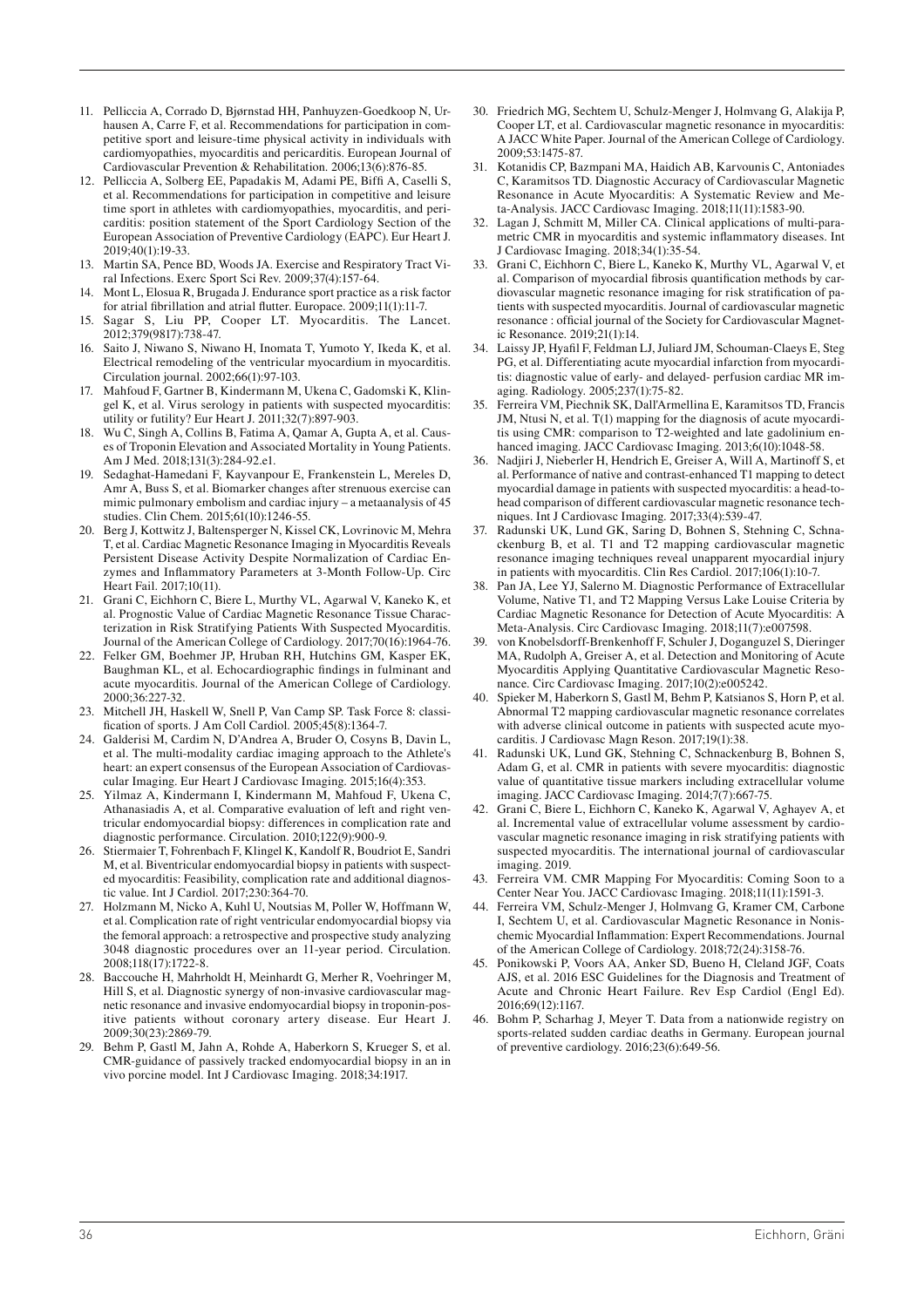11. Pelliccia A, Corrado D, Bjørnstad HH, Panhuyzen-Goedkoop N, Urhausen A, Carre F, et al. Recommendations for participation in competitive sport and leisure-time physical activity in individuals with cardiomyopathies, myocarditis and pericarditis. European Journal of Cardiovascular Prevention & Rehabilitation. 2006;13(6):876-85.
12. Pelliccia A, Solberg EE, Papadakis M, Adami PE, Biffi A, Caselli S, et al. Recommendations for participation in competitive and leisure time sport in athletes with cardiomyopathies, myocarditis, and pericarditis: position statement of the Sport Cardiology Section of the European Association of Preventive Cardiology (EAPC). Eur Heart J. 2019;40(1):19-33.
13. Martin SA, Pence BD, Woods JA. Exercise and Respiratory Tract Viral Infections. Exerc Sport Sci Rev. 2009;37(4):157-64.
14. Mont L, Elosua R, Brugada J. Endurance sport practice as a risk factor for atrial fibrillation and atrial flutter. Europace. 2009;11(1):11-7.
15. Sagar S, Liu PP, Cooper LT. Myocarditis. The Lancet. 2012;379(9817):738-47.
16. Saito J, Niwano S, Niwano H, Inomata T, Yumoto Y, Ikeda K, et al. Electrical remodeling of the ventricular myocardium in myocarditis. Circulation journal. 2002;66(1):97-103.
17. Mahfoud F, Gartner B, Kindermann M, Ukena C, Gadomski K, Klingel K, et al. Virus serology in patients with suspected myocarditis: utility or futility? Eur Heart J. 2011;32(7):897-903.
18. Wu C, Singh A, Collins B, Fatima A, Qamar A, Gupta A, et al. Causes of Troponin Elevation and Associated Mortality in Young Patients. Am J Med. 2018;131(3):284-92.e1.
19. Sedaghat-Hamedani F, Kayvanpour E, Frankenstein L, Mereles D, Amr A, Buss S, et al. Biomarker changes after strenuous exercise can mimic pulmonary embolism and cardiac injury – a metaanalysis of 45 studies. Clin Chem. 2015;61(10):1246-55.
20. Berg J, Kottwitz J, Baltensperger N, Kissel CK, Lovrinovic M, Mehra T, et al. Cardiac Magnetic Resonance Imaging in Myocarditis Reveals Persistent Disease Activity Despite Normalization of Cardiac Enzymes and Inflammatory Parameters at 3-Month Follow-Up. Circ Heart Fail. 2017;10(11).
21. Grani C, Eichhorn C, Biere L, Murthy VL, Agarwal V, Kaneko K, et al. Prognostic Value of Cardiac Magnetic Resonance Tissue Characterization in Risk Stratifying Patients With Suspected Myocarditis. Journal of the American College of Cardiology. 2017;70(16):1964-76.
22. Felker GM, Boehmer JP, Hruban RH, Hutchins GM, Kasper EK, Baughman KL, et al. Echocardiographic findings in fulminant and acute myocarditis. Journal of the American College of Cardiology. 2000;36:227-32.
23. Mitchell JH, Haskell W, Snell P, Van Camp SP. Task Force 8: classification of sports. J Am Coll Cardiol. 2005;45(8):1364-7.
24. Galderisi M, Cardim N, D'Andrea A, Bruder O, Cosyns B, Davin L, et al. The multi-modality cardiac imaging approach to the Athlete's heart: an expert consensus of the European Association of Cardiovascular Imaging. Eur Heart J Cardiovasc Imaging. 2015;16(4):353.
25. Yilmaz A, Kindermann I, Kindermann M, Mahfoud F, Ukena C, Athanasiadis A, et al. Comparative evaluation of left and right ventricular endomyocardial biopsy: differences in complication rate and diagnostic performance. Circulation. 2010;122(9):900-9.
26. Stiermaier T, Fohrenbach F, Klingel K, Kandolf R, Boudriot E, Sandri M, et al. Biventricular endomyocardial biopsy in patients with suspected myocarditis: Feasibility, complication rate and additional diagnostic value. Int J Cardiol. 2017;230:364-70.
27. Holzmann M, Nicko A, Kuhl U, Noutsias M, Poller W, Hoffmann W, et al. Complication rate of right ventricular endomyocardial biopsy via the femoral approach: a retrospective and prospective study analyzing 3048 diagnostic procedures over an 11-year period. Circulation. 2008;118(17):1722-8.
28. Baccouche H, Mahrholdt H, Meinhardt G, Merher R, Voehringer M, Hill S, et al. Diagnostic synergy of non-invasive cardiovascular magnetic resonance and invasive endomyocardial biopsy in troponin-positive patients without coronary artery disease. Eur Heart J. 2009;30(23):2869-79.
29. Behm P, Gastl M, Jahn A, Rohde A, Haberkorn S, Krueger S, et al. CMR-guidance of passively tracked endomyocardial biopsy in an in vivo porcine model. Int J Cardiovasc Imaging. 2018;34:1917.
30. Friedrich MG, Sechtem U, Schulz-Menger J, Holmvang G, Alakija P, Cooper LT, et al. Cardiovascular magnetic resonance in myocarditis: A JACC White Paper. Journal of the American College of Cardiology. 2009;53:1475-87.
31. Kotanidis CP, Bazmpani MA, Haidich AB, Karvounis C, Antoniades C, Karamitsos TD. Diagnostic Accuracy of Cardiovascular Magnetic Resonance in Acute Myocarditis: A Systematic Review and Meta-Analysis. JACC Cardiovasc Imaging. 2018;11(11):1583-90.
32. Lagan J, Schmitt M, Miller CA. Clinical applications of multi-parametric CMR in myocarditis and systemic inflammatory diseases. Int J Cardiovasc Imaging. 2018;34(1):35-54.
33. Grani C, Eichhorn C, Biere L, Kaneko K, Murthy VL, Agarwal V, et al. Comparison of myocardial fibrosis quantification methods by cardiovascular magnetic resonance imaging for risk stratification of patients with suspected myocarditis. Journal of cardiovascular magnetic resonance : official journal of the Society for Cardiovascular Magnetic Resonance. 2019;21(1):14.
34. Laissy JP, Hyafil F, Feldman LJ, Juliard JM, Schouman-Claeys E, Steg PG, et al. Differentiating acute myocardial infarction from myocarditis: diagnostic value of early- and delayed- perfusion cardiac MR imaging. Radiology. 2005;237(1):75-82.
35. Ferreira VM, Piechnik SK, Dall'Armellina E, Karamitsos TD, Francis JM, Ntusi N, et al. T(1) mapping for the diagnosis of acute myocarditis using CMR: comparison to T2-weighted and late gadolinium enhanced imaging. JACC Cardiovasc Imaging. 2013;6(10):1048-58.
36. Nadjiri J, Nieberler H, Hendrich E, Greiser A, Will A, Martinoff S, et al. Performance of native and contrast-enhanced T1 mapping to detect myocardial damage in patients with suspected myocarditis: a head-to-head comparison of different cardiovascular magnetic resonance techniques. Int J Cardiovasc Imaging. 2017;33(4):539-47.
37. Radunski UK, Lund GK, Saring D, Bohnen S, Stehning C, Schnackenburg B, et al. T1 and T2 mapping cardiovascular magnetic resonance imaging techniques reveal unapparent myocardial injury in patients with myocarditis. Clin Res Cardiol. 2017;106(1):10-7.
38. Pan JA, Lee YJ, Salerno M. Diagnostic Performance of Extracellular Volume, Native T1, and T2 Mapping Versus Lake Louise Criteria by Cardiac Magnetic Resonance for Detection of Acute Myocarditis: A Meta-Analysis. Circ Cardiovasc Imaging. 2018;11(7):e007598.
39. von Knobelsdorff-Brenkenhoff F, Schuler J, Doganguzel S, Dieringer MA, Rudolph A, Greiser A, et al. Detection and Monitoring of Acute Myocarditis Applying Quantitative Cardiovascular Magnetic Resonance. Circ Cardiovasc Imaging. 2017;10(2):e005242.
40. Spieker M, Haberkorn S, Gastl M, Behm P, Katsianos S, Horn P, et al. Abnormal T2 mapping cardiovascular magnetic resonance correlates with adverse clinical outcome in patients with suspected acute myocarditis. J Cardiovasc Magn Reson. 2017;19(1):38.
41. Radunski UK, Lund GK, Stehning C, Schnackenburg B, Bohnen S, Adam G, et al. CMR in patients with severe myocarditis: diagnostic value of quantitative tissue markers including extracellular volume imaging. JACC Cardiovasc Imaging. 2014;7(7):667-75.
42. Grani C, Biere L, Eichhorn C, Kaneko K, Agarwal V, Aghayev A, et al. Incremental value of extracellular volume assessment by cardiovascular magnetic resonance imaging in risk stratifying patients with suspected myocarditis. The international journal of cardiovascular imaging. 2019.
43. Ferreira VM. CMR Mapping For Myocarditis: Coming Soon to a Center Near You. JACC Cardiovasc Imaging. 2018;11(11):1591-3.
44. Ferreira VM, Schulz-Menger J, Holmvang G, Kramer CM, Carbone I, Sechtem U, et al. Cardiovascular Magnetic Resonance in Nonischemic Myocardial Inflammation: Expert Recommendations. Journal of the American College of Cardiology. 2018;72(24):3158-76.
45. Ponikowski P, Voors AA, Anker SD, Bueno H, Cleland JGF, Coats AJS, et al. 2016 ESC Guidelines for the Diagnosis and Treatment of Acute and Chronic Heart Failure. Rev Esp Cardiol (Engl Ed). 2016;69(12):1167.
46. Bohm P, Scharhag J, Meyer T. Data from a nationwide registry on sports-related sudden cardiac deaths in Germany. European journal of preventive cardiology. 2016;23(6):649-56.